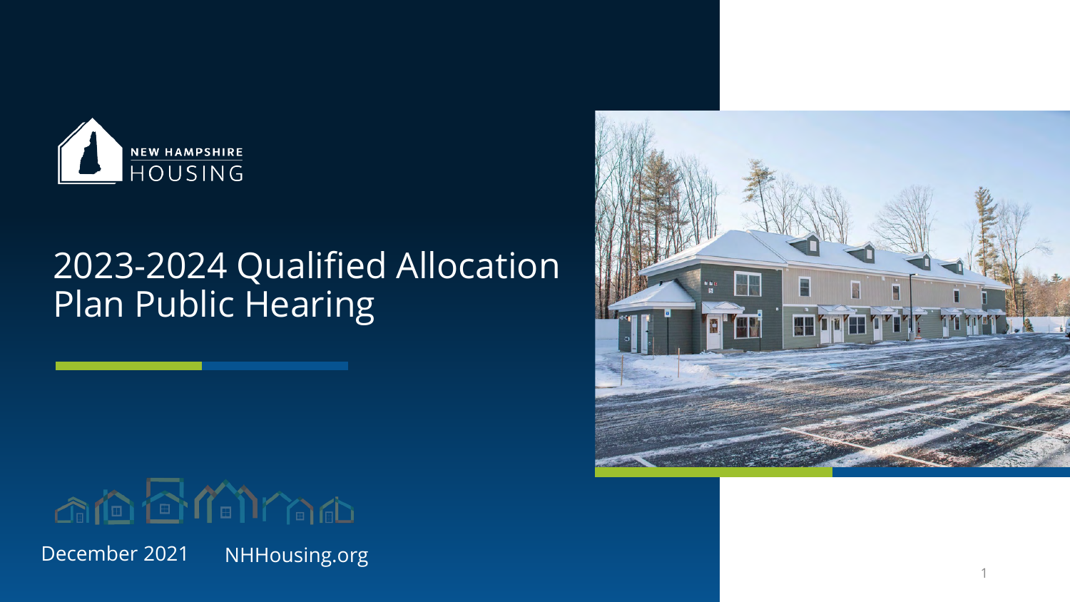NEW HAMPSHIRE
HOUSING

# 2023-2024 Qualified Allocation Plan Public Hearing

December 2021 NHHousing.org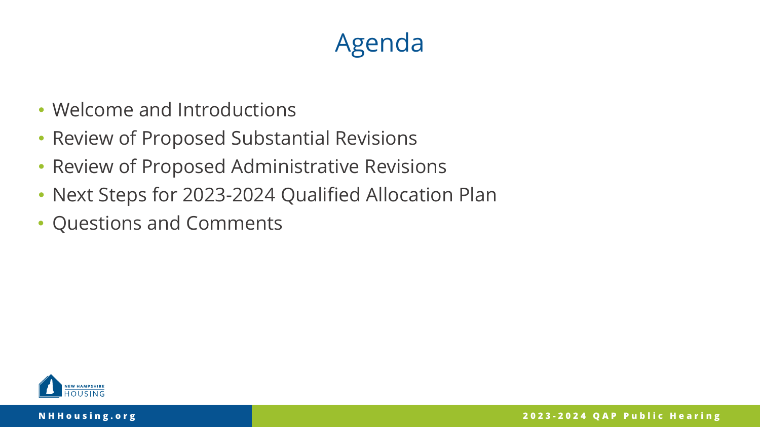# Agenda

- Welcome and Introductions
- Review of Proposed Substantial Revisions
- Review of Proposed Administrative Revisions
- Next Steps for 2023-2024 Qualified Allocation Plan
- Questions and Comments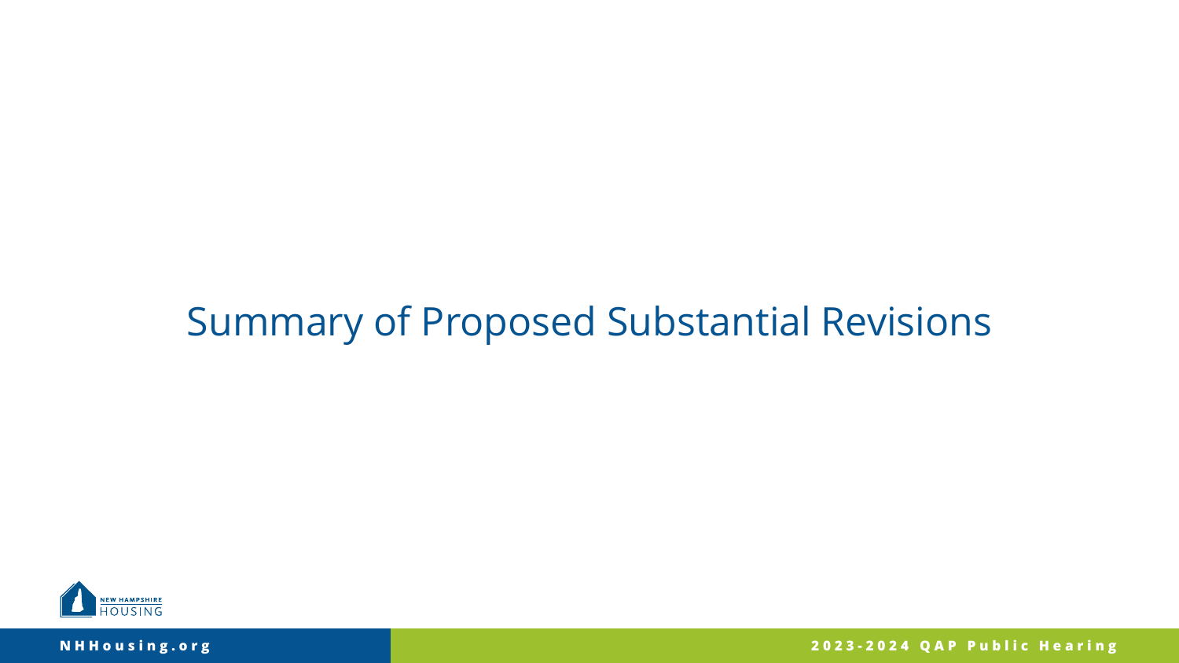# Summary of Proposed Substantial Revisions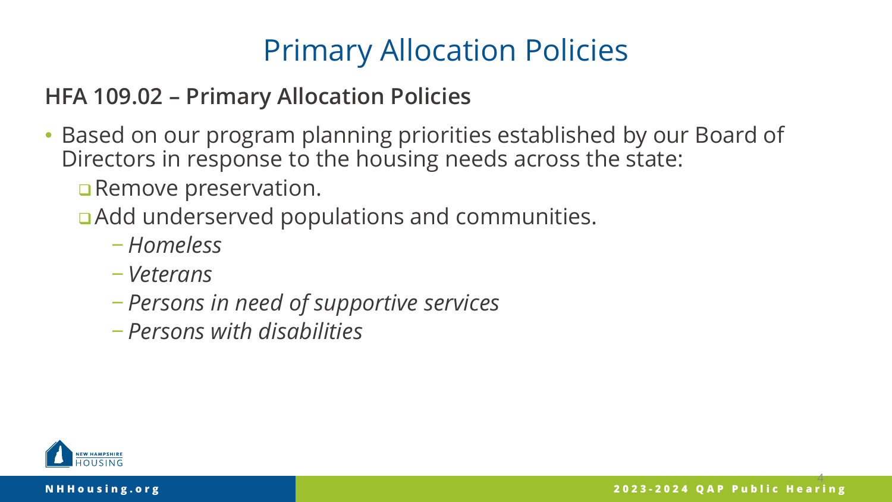# Primary Allocation Policies

## HFA 109.02 – Primary Allocation Policies

- Based on our program planning priorities established by our Board of Directors in response to the housing needs across the state:
  - Remove preservation.
  - Add underserved populations and communities.
    - *Homeless*
    - *Veterans*
    - *Persons in need of supportive services*
    - *Persons with disabilities*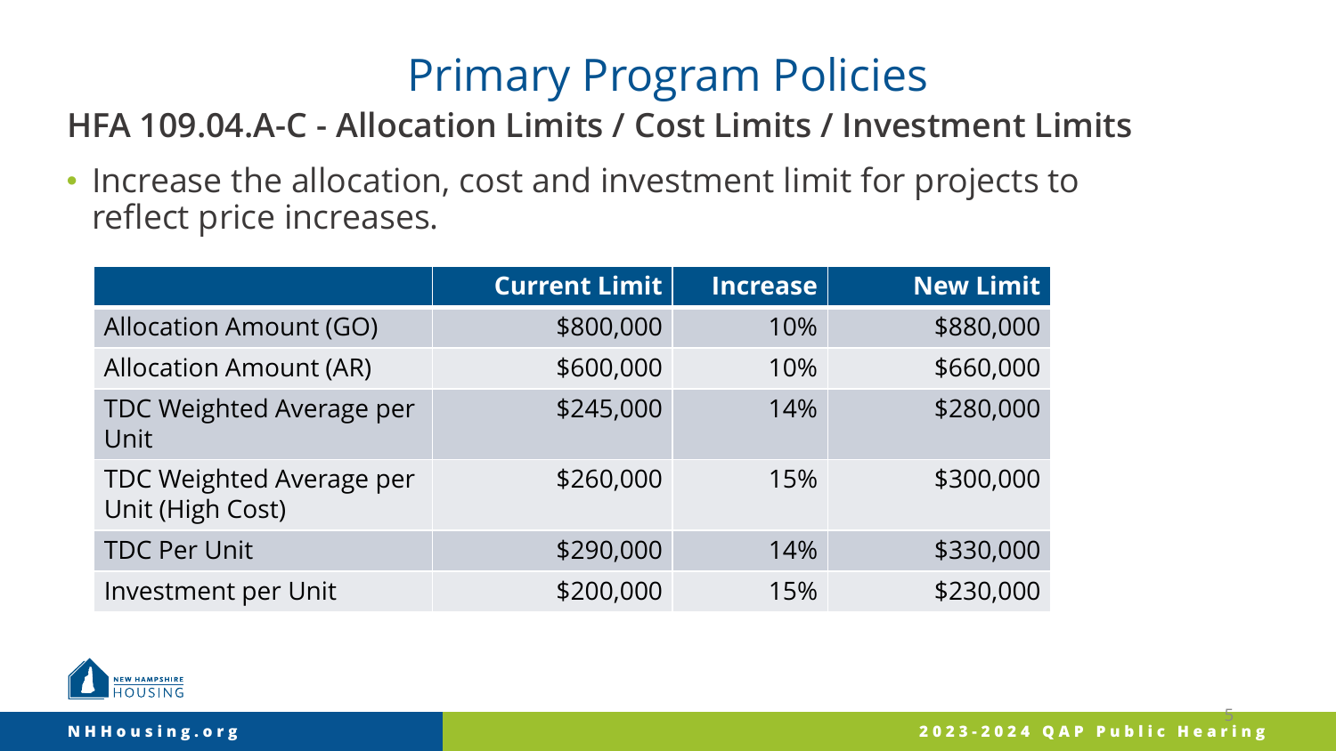# Primary Program Policies

## HFA 109.04.A-C - Allocation Limits / Cost Limits / Investment Limits

- Increase the allocation, cost and investment limit for projects to reflect price increases.

| | Current Limit | Increase | New Limit |
|---|---|---|---|
| Allocation Amount (GO) | $800,000 | 10% | $880,000 |
| Allocation Amount (AR) | $600,000 | 10% | $660,000 |
| TDC Weighted Average per Unit | $245,000 | 14% | $280,000 |
| TDC Weighted Average per Unit (High Cost) | $260,000 | 15% | $300,000 |
| TDC Per Unit | $290,000 | 14% | $330,000 |
| Investment per Unit | $200,000 | 15% | $230,000 |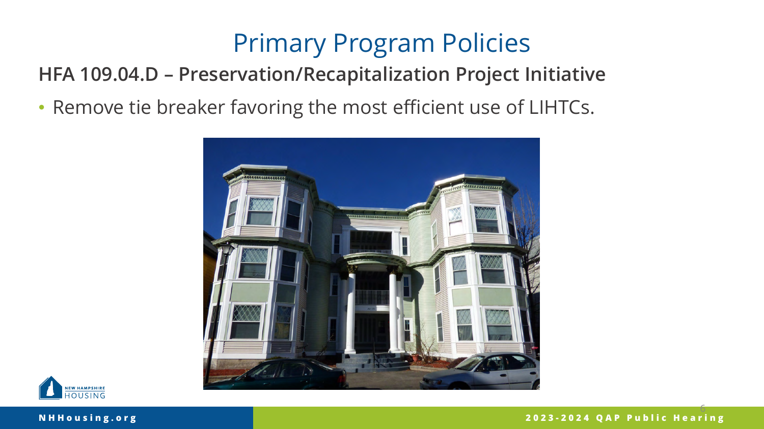# Primary Program Policies

**HFA 109.04.D – Preservation/Recapitalization Project Initiative**

- Remove tie breaker favoring the most efficient use of LIHTCs.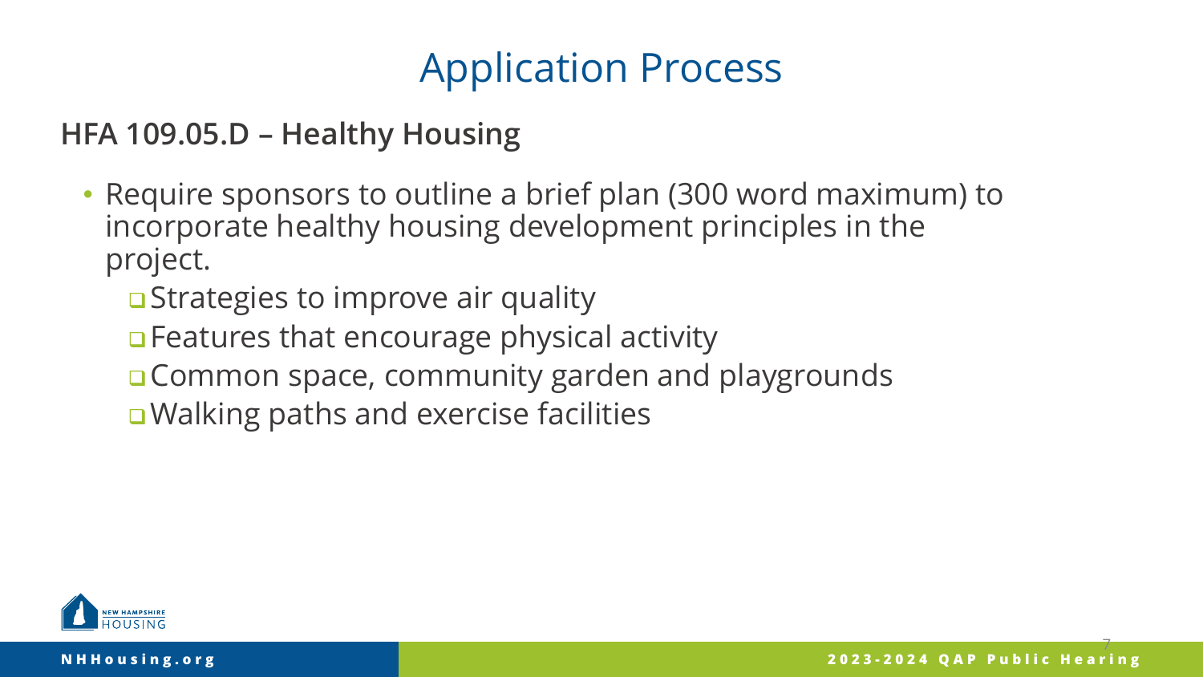# Application Process

## HFA 109.05.D – Healthy Housing

- Require sponsors to outline a brief plan (300 word maximum) to incorporate healthy housing development principles in the project.
  - Strategies to improve air quality
  - Features that encourage physical activity
  - Common space, community garden and playgrounds
  - Walking paths and exercise facilities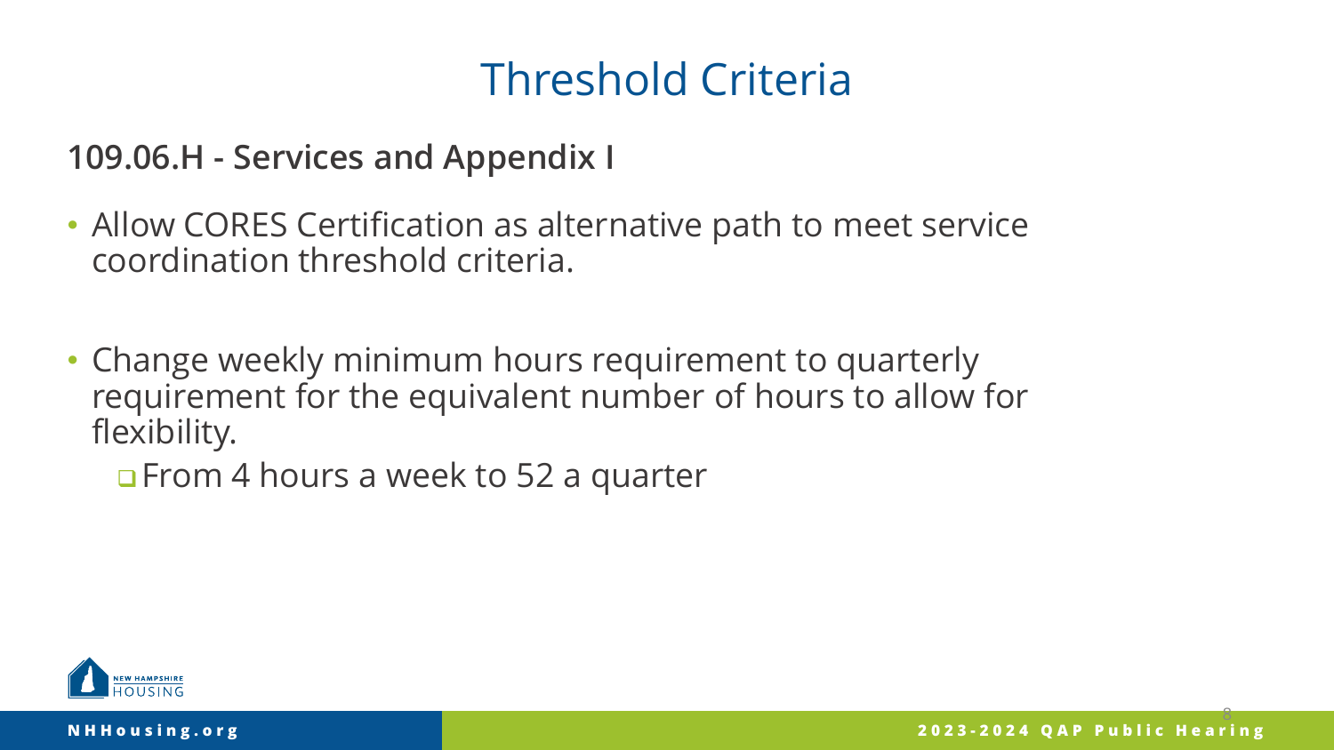# Threshold Criteria

**109.06.H - Services and Appendix I**

- Allow CORES Certification as alternative path to meet service coordination threshold criteria.

- Change weekly minimum hours requirement to quarterly requirement for the equivalent number of hours to allow for flexibility.
  - From 4 hours a week to 52 a quarter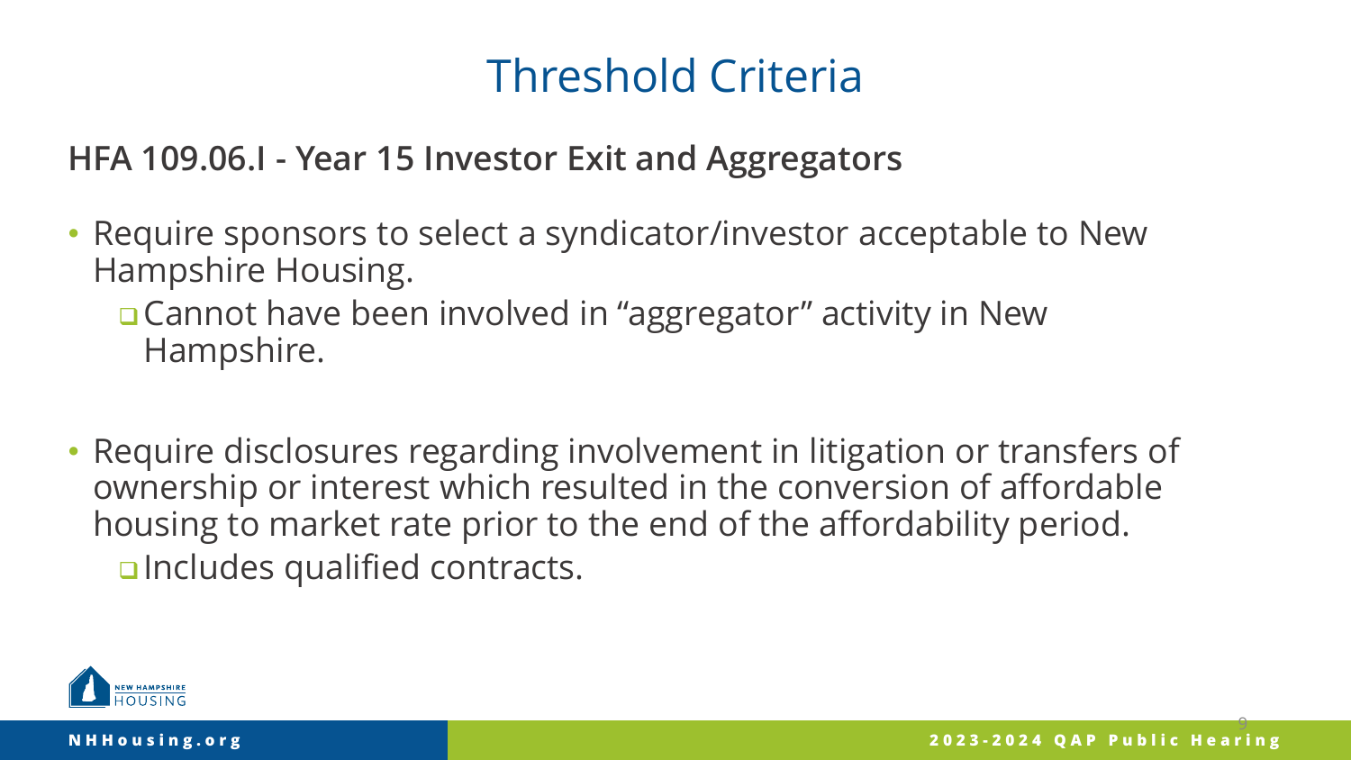# Threshold Criteria

**HFA 109.06.I - Year 15 Investor Exit and Aggregators**

- Require sponsors to select a syndicator/investor acceptable to New Hampshire Housing.
  - Cannot have been involved in "aggregator" activity in New Hampshire.

- Require disclosures regarding involvement in litigation or transfers of ownership or interest which resulted in the conversion of affordable housing to market rate prior to the end of the affordability period.
  - Includes qualified contracts.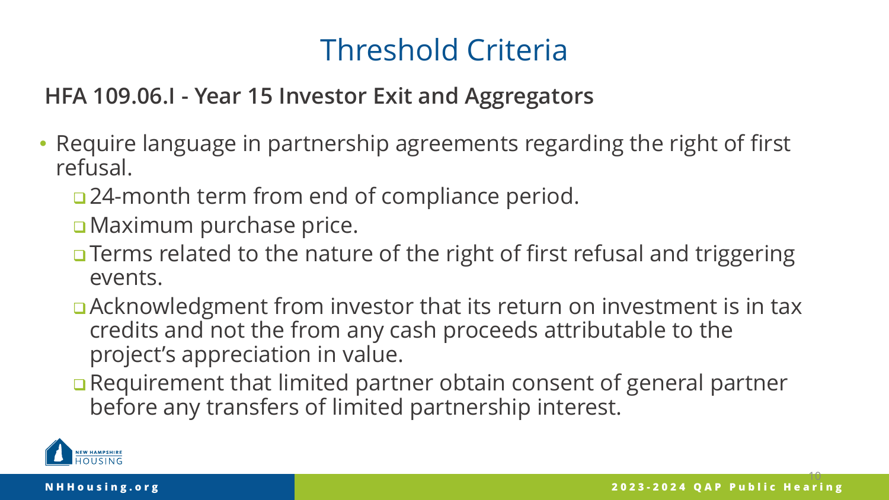# Threshold Criteria

## HFA 109.06.I - Year 15 Investor Exit and Aggregators

- Require language in partnership agreements regarding the right of first refusal.
  - 24-month term from end of compliance period.
  - Maximum purchase price.
  - Terms related to the nature of the right of first refusal and triggering events.
  - Acknowledgment from investor that its return on investment is in tax credits and not the from any cash proceeds attributable to the project's appreciation in value.
  - Requirement that limited partner obtain consent of general partner before any transfers of limited partnership interest.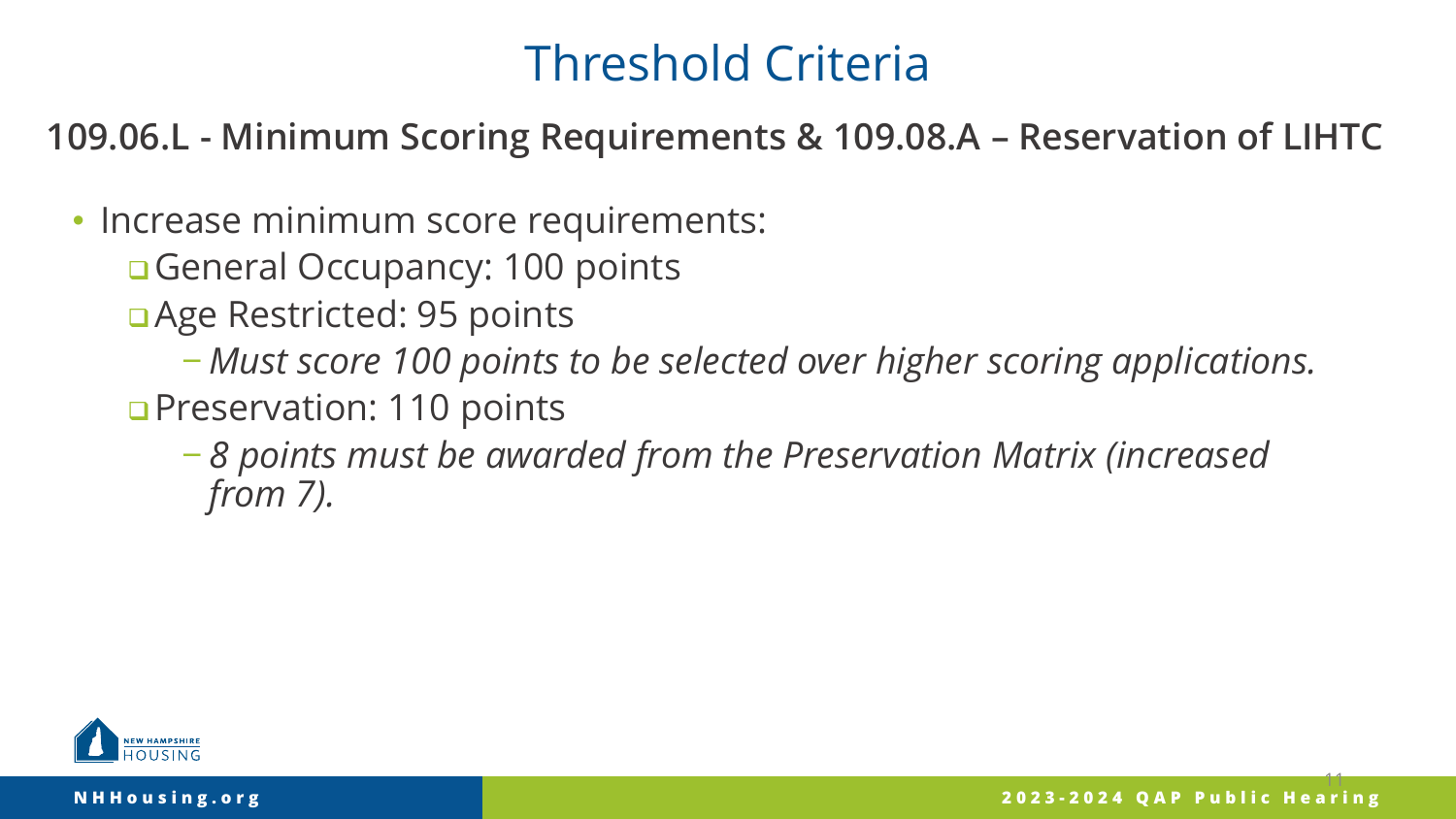# Threshold Criteria

**109.06.L - Minimum Scoring Requirements & 109.08.A – Reservation of LIHTC**

- Increase minimum score requirements:
  - General Occupancy: 100 points
  - Age Restricted: 95 points
    - *Must score 100 points to be selected over higher scoring applications.*
  - Preservation: 110 points
    - *8 points must be awarded from the Preservation Matrix (increased from 7).*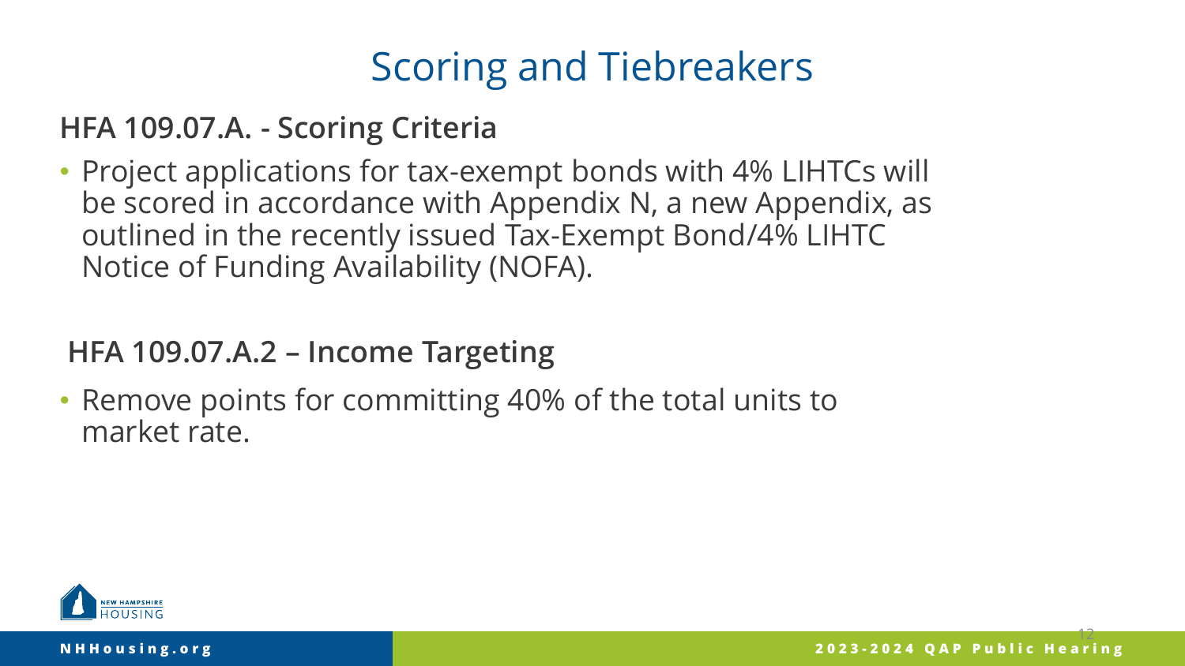# Scoring and Tiebreakers

## HFA 109.07.A. - Scoring Criteria

- Project applications for tax-exempt bonds with 4% LIHTCs will be scored in accordance with Appendix N, a new Appendix, as outlined in the recently issued Tax-Exempt Bond/4% LIHTC Notice of Funding Availability (NOFA).

## HFA 109.07.A.2 – Income Targeting

- Remove points for committing 40% of the total units to market rate.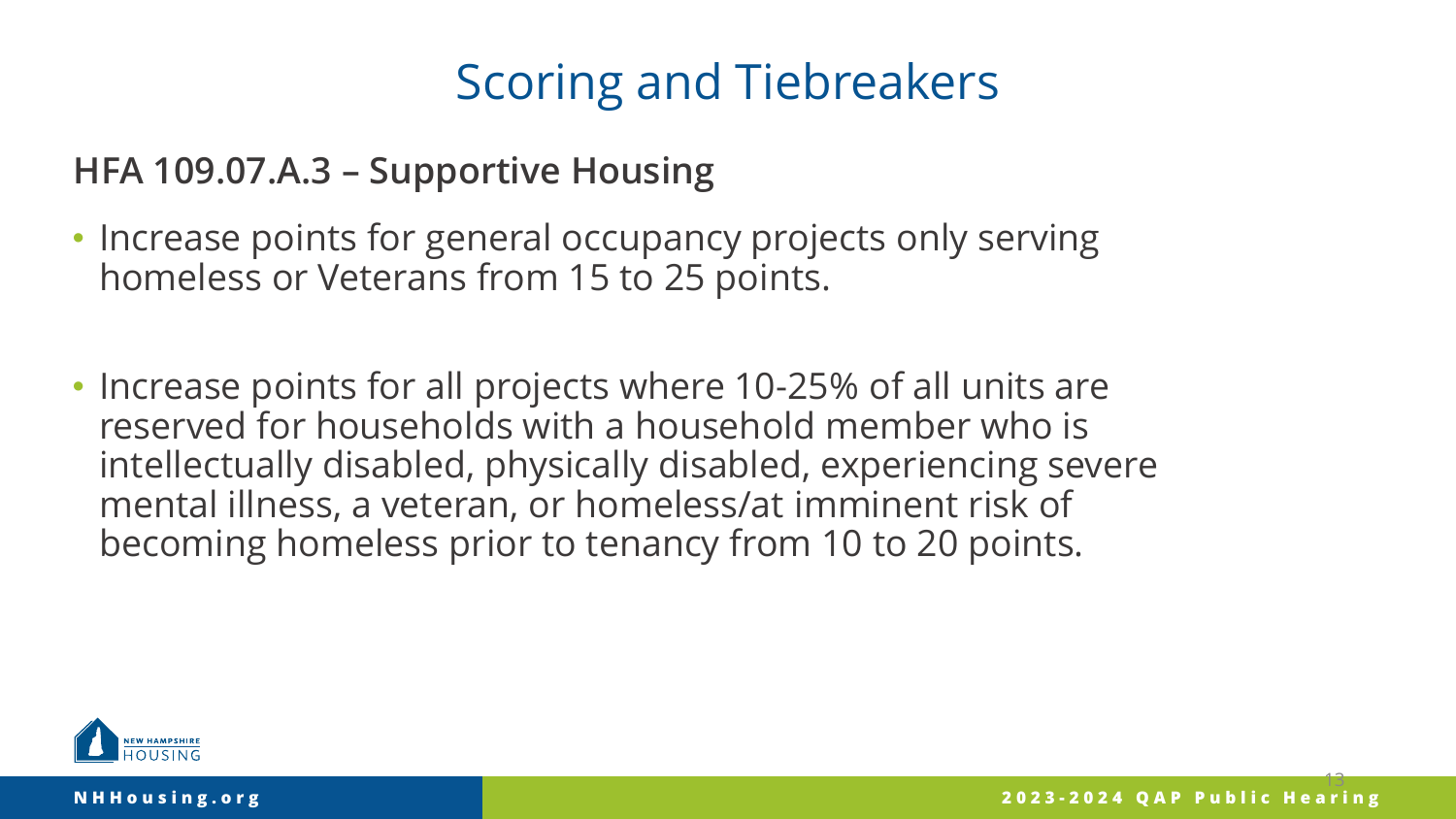# Scoring and Tiebreakers

## HFA 109.07.A.3 – Supportive Housing

- Increase points for general occupancy projects only serving homeless or Veterans from 15 to 25 points.
- Increase points for all projects where 10-25% of all units are reserved for households with a household member who is intellectually disabled, physically disabled, experiencing severe mental illness, a veteran, or homeless/at imminent risk of becoming homeless prior to tenancy from 10 to 20 points.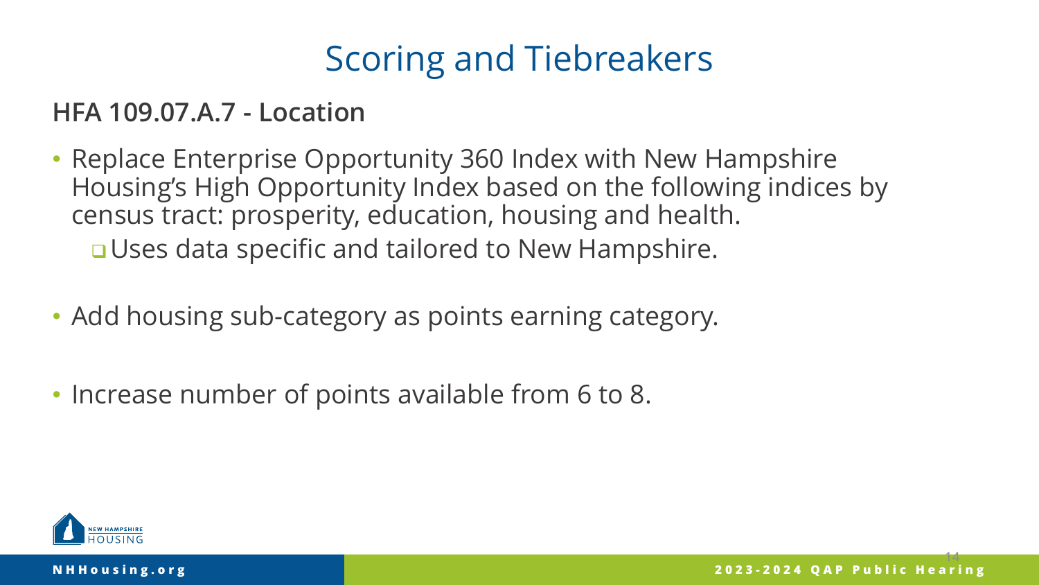# Scoring and Tiebreakers

**HFA 109.07.A.7 - Location**

- Replace Enterprise Opportunity 360 Index with New Hampshire Housing's High Opportunity Index based on the following indices by census tract: prosperity, education, housing and health.
  - Uses data specific and tailored to New Hampshire.
- Add housing sub-category as points earning category.
- Increase number of points available from 6 to 8.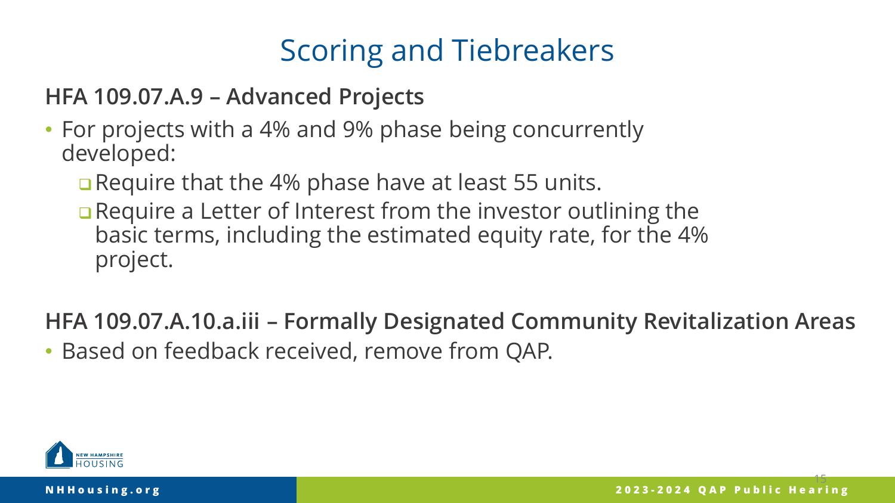# Scoring and Tiebreakers

## HFA 109.07.A.9 – Advanced Projects

- For projects with a 4% and 9% phase being concurrently developed:
  - Require that the 4% phase have at least 55 units.
  - Require a Letter of Interest from the investor outlining the basic terms, including the estimated equity rate, for the 4% project.

## HFA 109.07.A.10.a.iii – Formally Designated Community Revitalization Areas

- Based on feedback received, remove from QAP.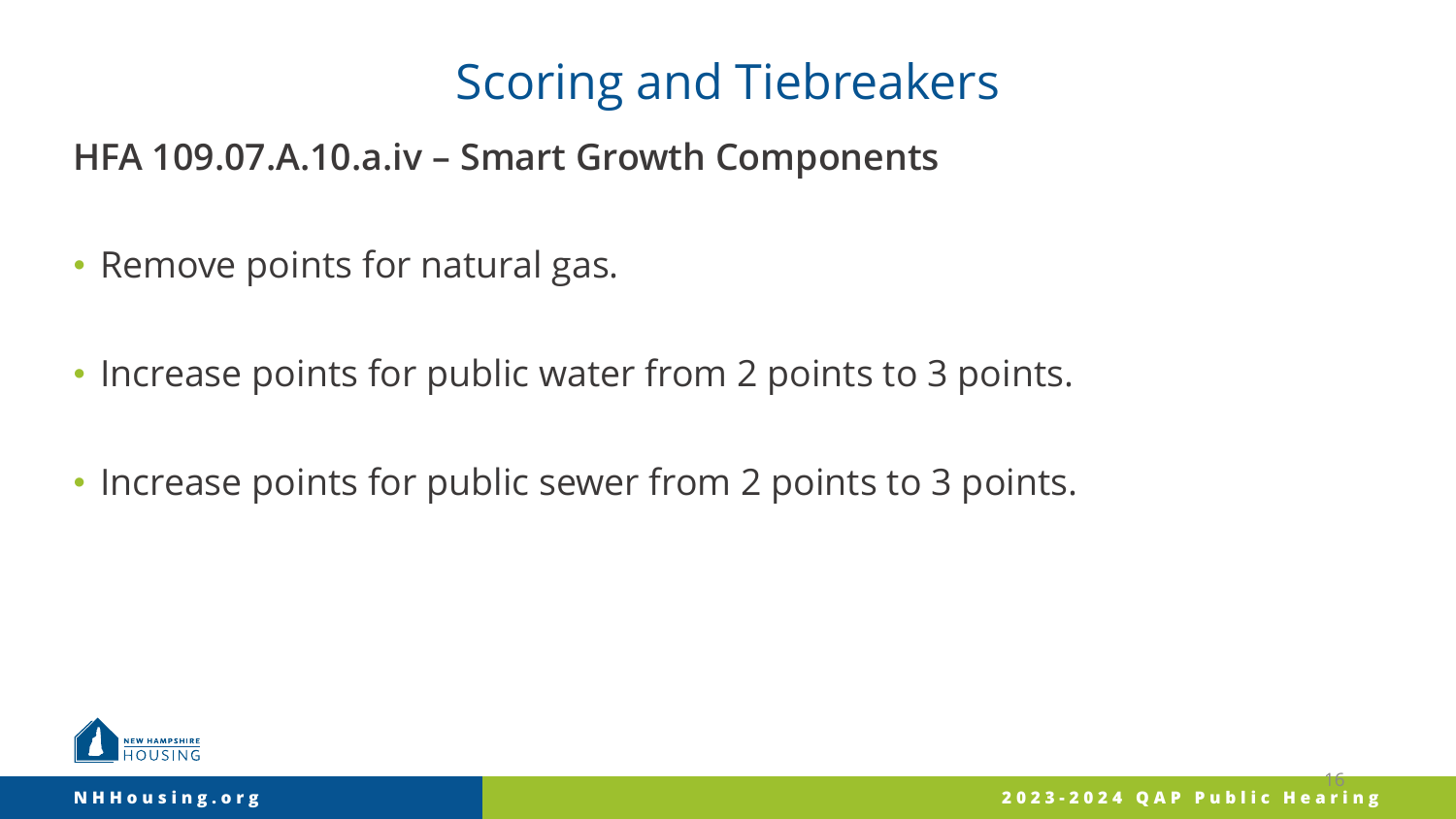# Scoring and Tiebreakers

## HFA 109.07.A.10.a.iv – Smart Growth Components

- Remove points for natural gas.
- Increase points for public water from 2 points to 3 points.
- Increase points for public sewer from 2 points to 3 points.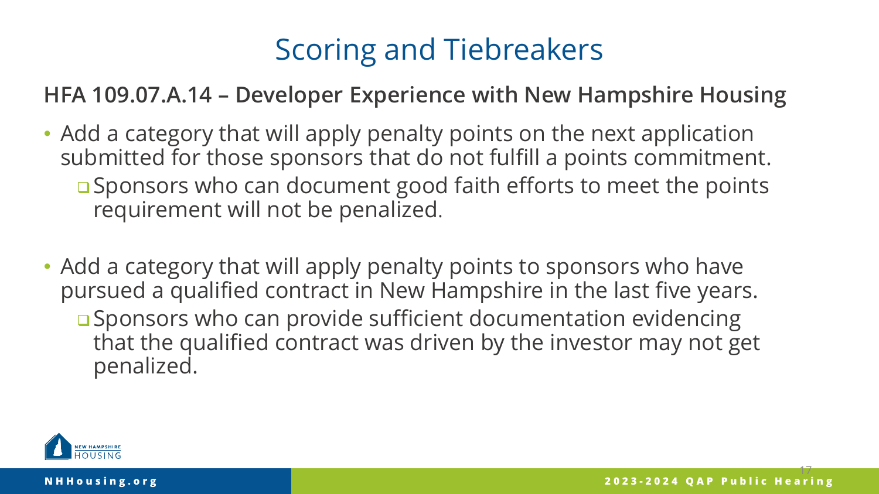# Scoring and Tiebreakers

**HFA 109.07.A.14 – Developer Experience with New Hampshire Housing**

- Add a category that will apply penalty points on the next application submitted for those sponsors that do not fulfill a points commitment.
  - Sponsors who can document good faith efforts to meet the points requirement will not be penalized.

- Add a category that will apply penalty points to sponsors who have pursued a qualified contract in New Hampshire in the last five years.
  - Sponsors who can provide sufficient documentation evidencing that the qualified contract was driven by the investor may not get penalized.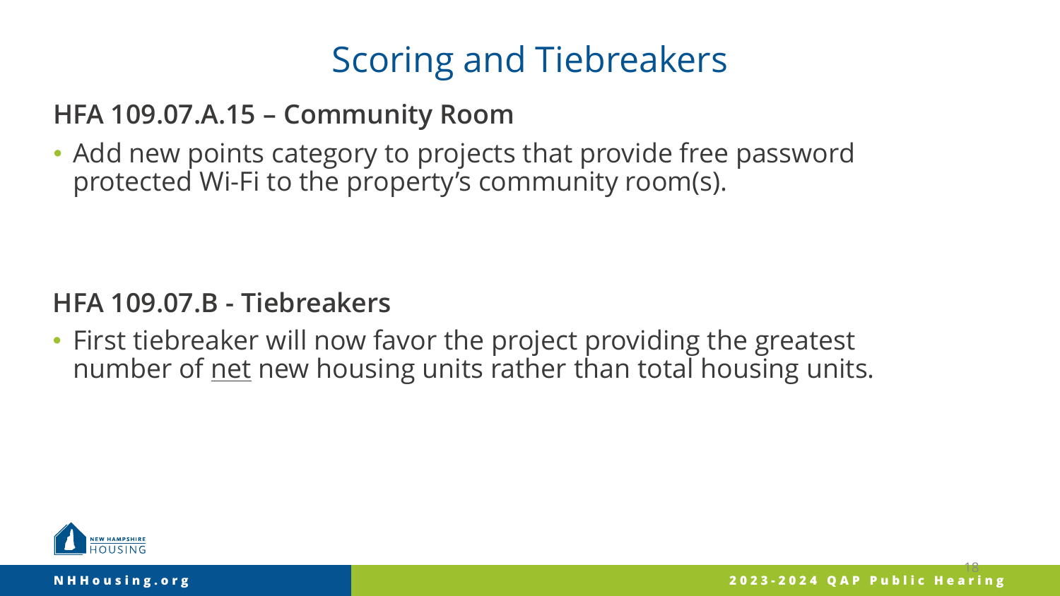# Scoring and Tiebreakers

## HFA 109.07.A.15 – Community Room

- Add new points category to projects that provide free password protected Wi-Fi to the property's community room(s).

## HFA 109.07.B - Tiebreakers

- First tiebreaker will now favor the project providing the greatest number of <u>net</u> new housing units rather than total housing units.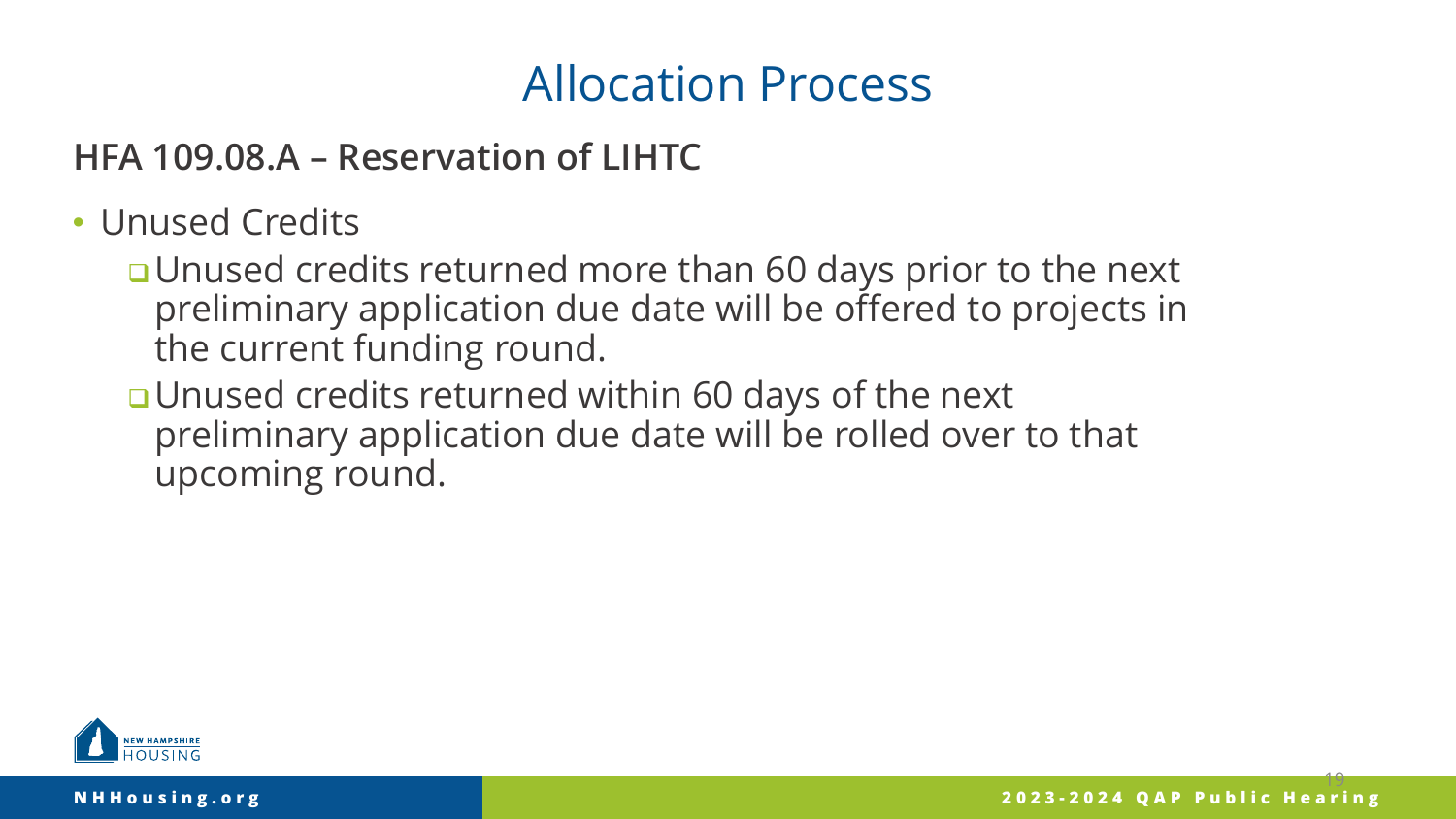# Allocation Process

## HFA 109.08.A – Reservation of LIHTC

- Unused Credits
  - Unused credits returned more than 60 days prior to the next preliminary application due date will be offered to projects in the current funding round.
  - Unused credits returned within 60 days of the next preliminary application due date will be rolled over to that upcoming round.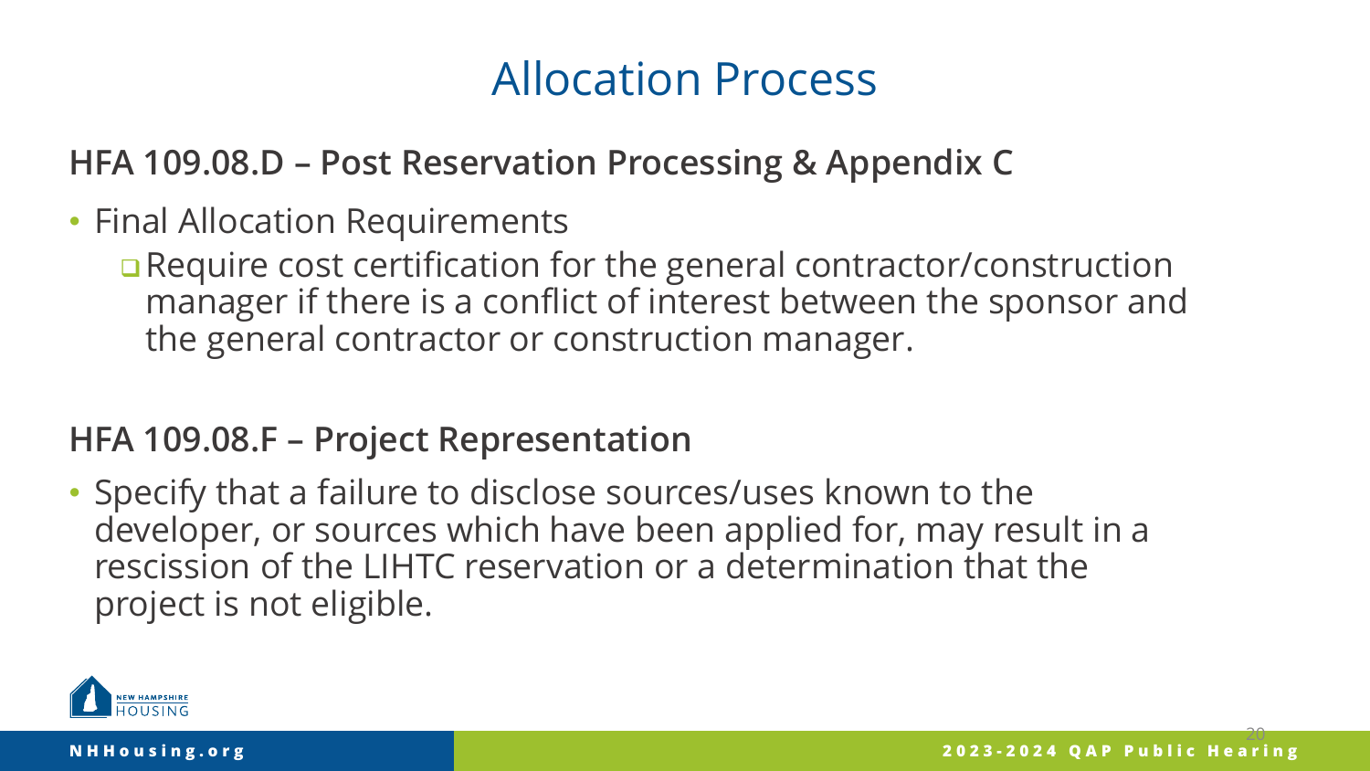# Allocation Process

## HFA 109.08.D – Post Reservation Processing & Appendix C

- Final Allocation Requirements
  - Require cost certification for the general contractor/construction manager if there is a conflict of interest between the sponsor and the general contractor or construction manager.

## HFA 109.08.F – Project Representation

- Specify that a failure to disclose sources/uses known to the developer, or sources which have been applied for, may result in a rescission of the LIHTC reservation or a determination that the project is not eligible.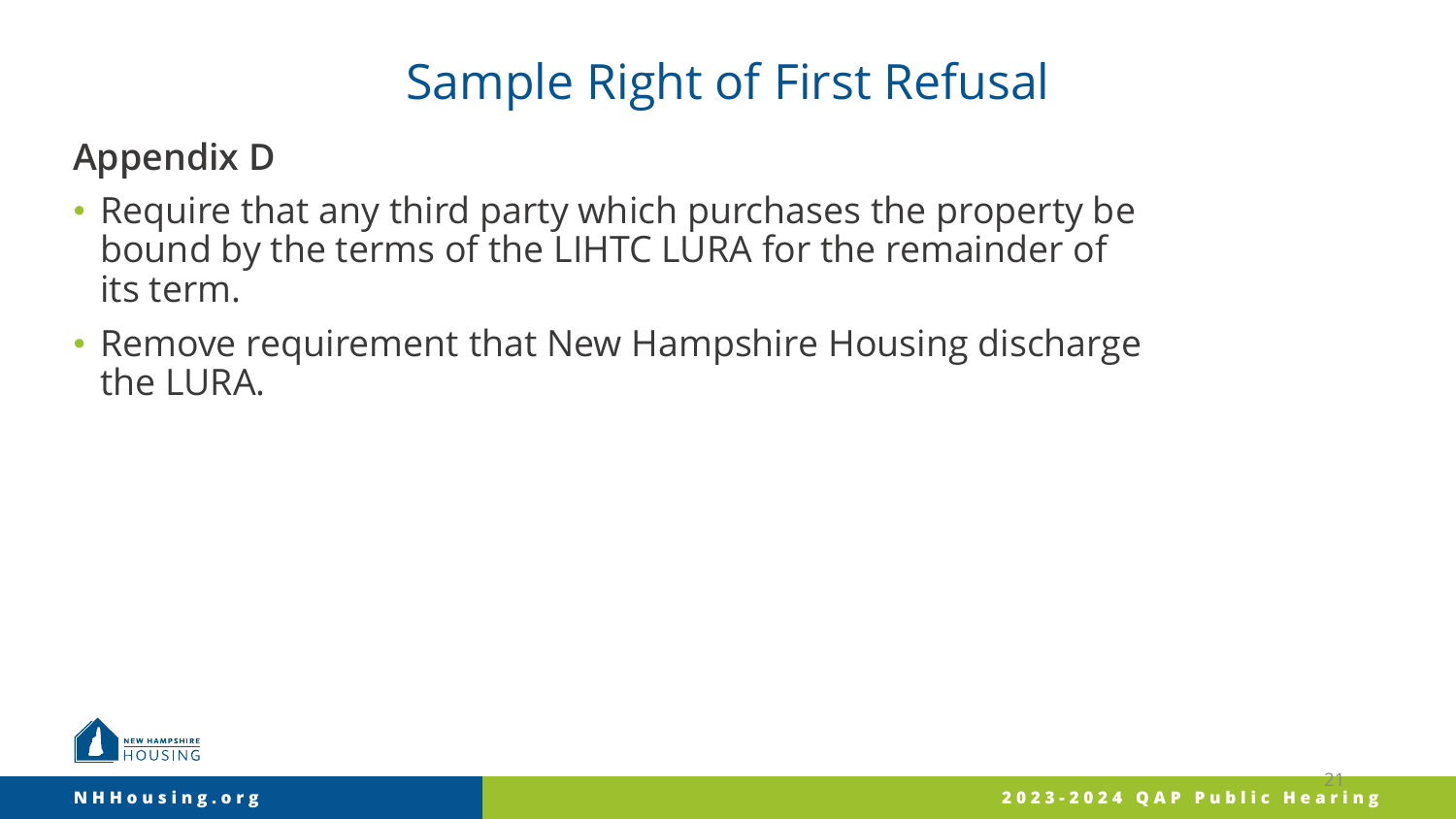# Sample Right of First Refusal

## Appendix D

- Require that any third party which purchases the property be bound by the terms of the LIHTC LURA for the remainder of its term.
- Remove requirement that New Hampshire Housing discharge the LURA.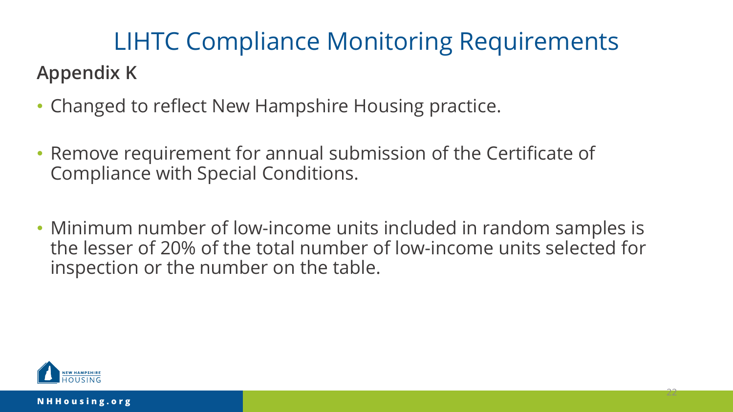# LIHTC Compliance Monitoring Requirements

## Appendix K

- Changed to reflect New Hampshire Housing practice.
- Remove requirement for annual submission of the Certificate of Compliance with Special Conditions.
- Minimum number of low-income units included in random samples is the lesser of 20% of the total number of low-income units selected for inspection or the number on the table.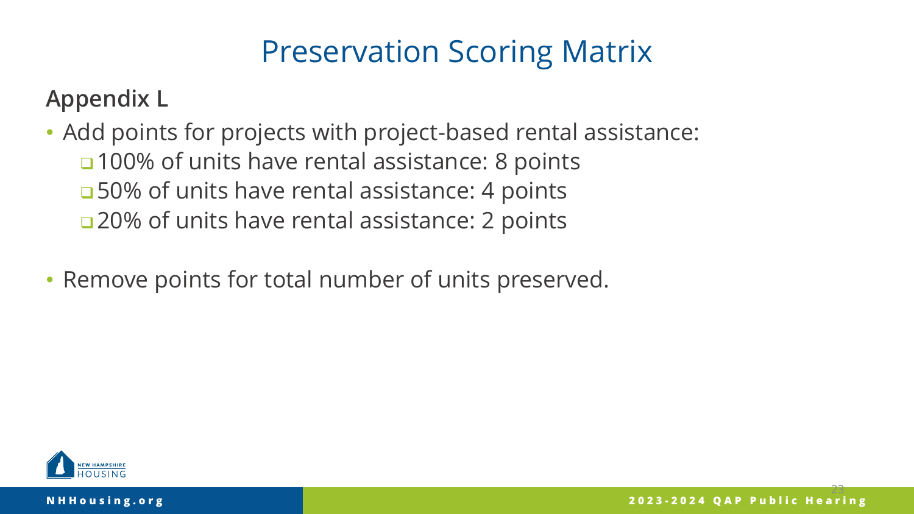# Preservation Scoring Matrix

**Appendix L**

- Add points for projects with project-based rental assistance:
  - 100% of units have rental assistance: 8 points
  - 50% of units have rental assistance: 4 points
  - 20% of units have rental assistance: 2 points
- Remove points for total number of units preserved.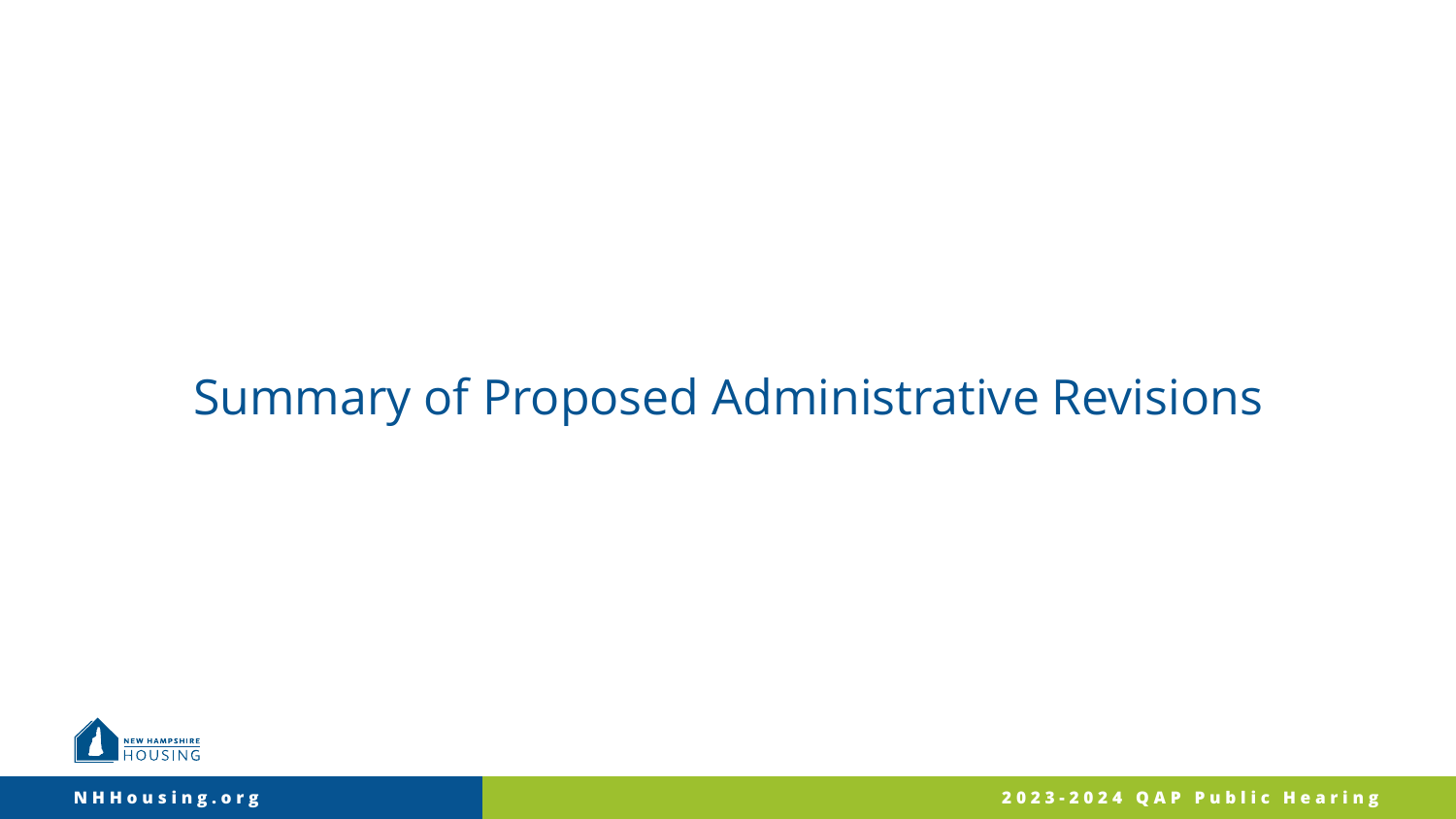# Summary of Proposed Administrative Revisions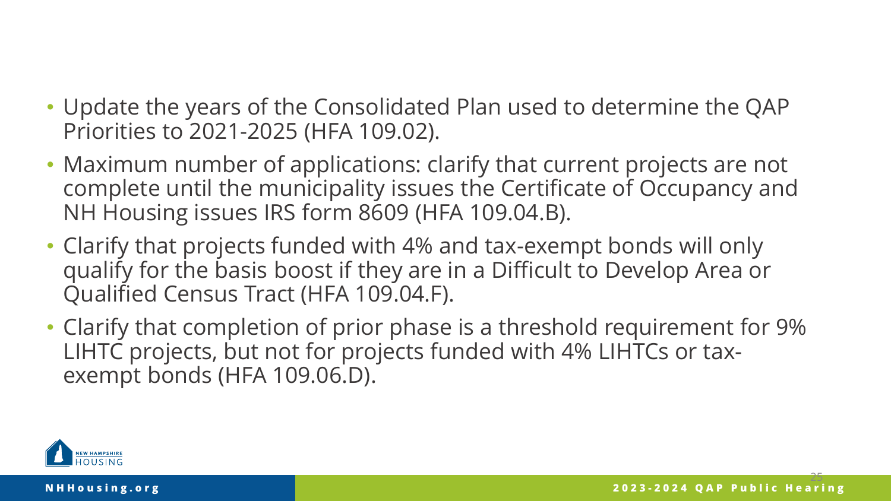- Update the years of the Consolidated Plan used to determine the QAP Priorities to 2021-2025 (HFA 109.02).
- Maximum number of applications: clarify that current projects are not complete until the municipality issues the Certificate of Occupancy and NH Housing issues IRS form 8609 (HFA 109.04.B).
- Clarify that projects funded with 4% and tax-exempt bonds will only qualify for the basis boost if they are in a Difficult to Develop Area or Qualified Census Tract (HFA 109.04.F).
- Clarify that completion of prior phase is a threshold requirement for 9% LIHTC projects, but not for projects funded with 4% LIHTCs or tax-exempt bonds (HFA 109.06.D).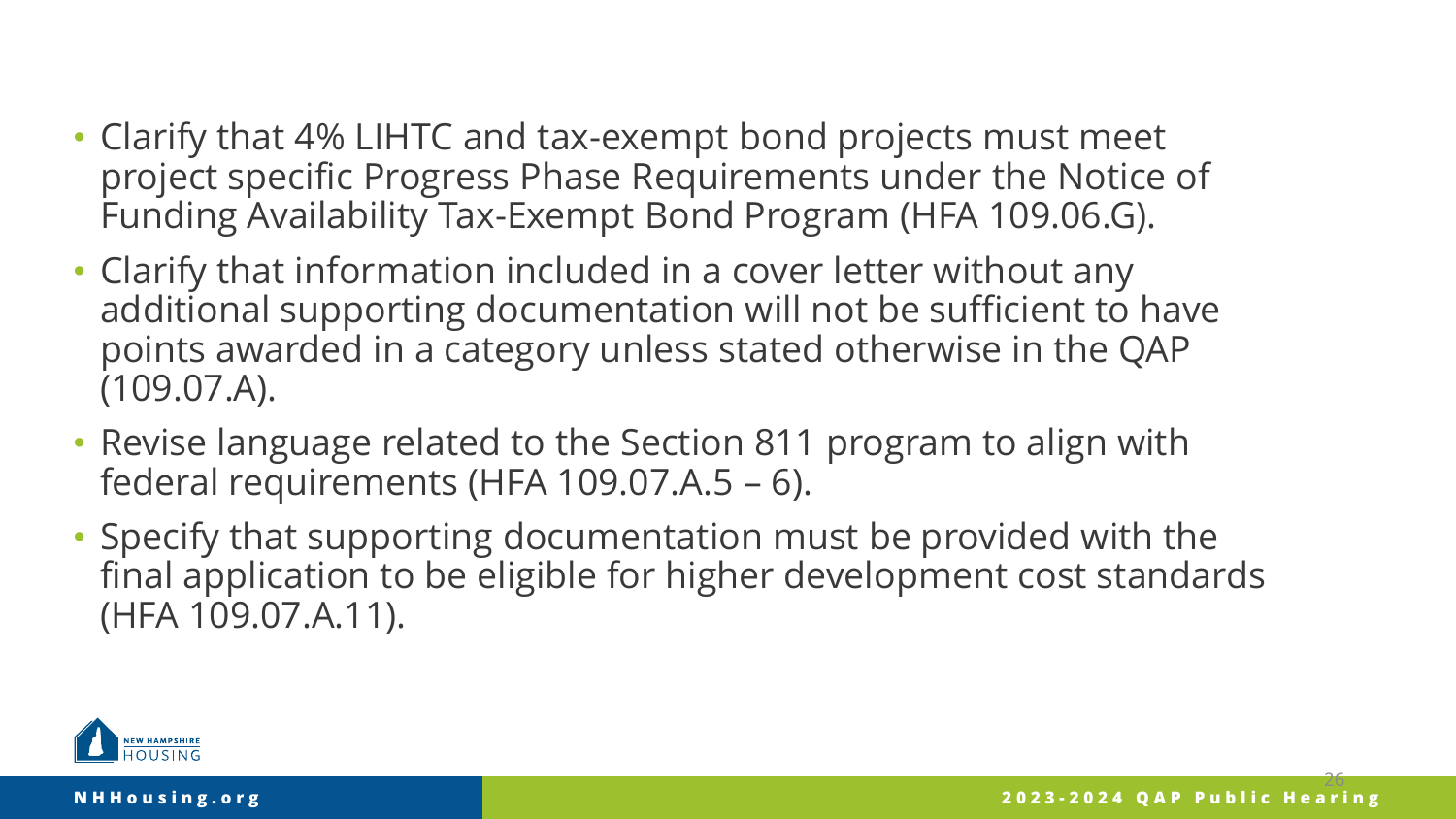- Clarify that 4% LIHTC and tax-exempt bond projects must meet project specific Progress Phase Requirements under the Notice of Funding Availability Tax-Exempt Bond Program (HFA 109.06.G).
- Clarify that information included in a cover letter without any additional supporting documentation will not be sufficient to have points awarded in a category unless stated otherwise in the QAP (109.07.A).
- Revise language related to the Section 811 program to align with federal requirements (HFA 109.07.A.5 – 6).
- Specify that supporting documentation must be provided with the final application to be eligible for higher development cost standards (HFA 109.07.A.11).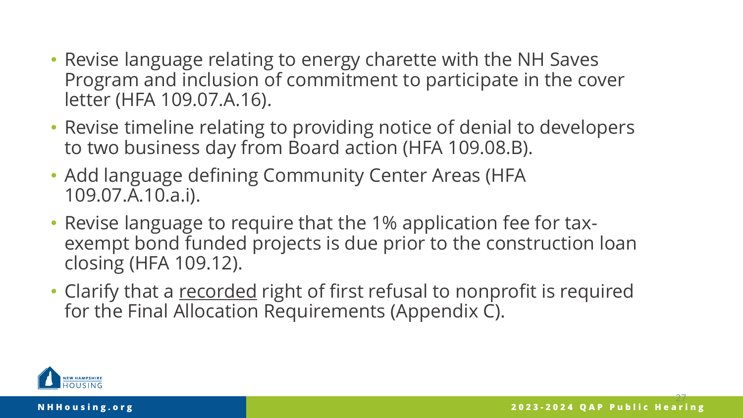- Revise language relating to energy charette with the NH Saves Program and inclusion of commitment to participate in the cover letter (HFA 109.07.A.16).
- Revise timeline relating to providing notice of denial to developers to two business day from Board action (HFA 109.08.B).
- Add language defining Community Center Areas (HFA 109.07.A.10.a.i).
- Revise language to require that the 1% application fee for tax-exempt bond funded projects is due prior to the construction loan closing (HFA 109.12).
- Clarify that a <u>recorded</u> right of first refusal to nonprofit is required for the Final Allocation Requirements (Appendix C).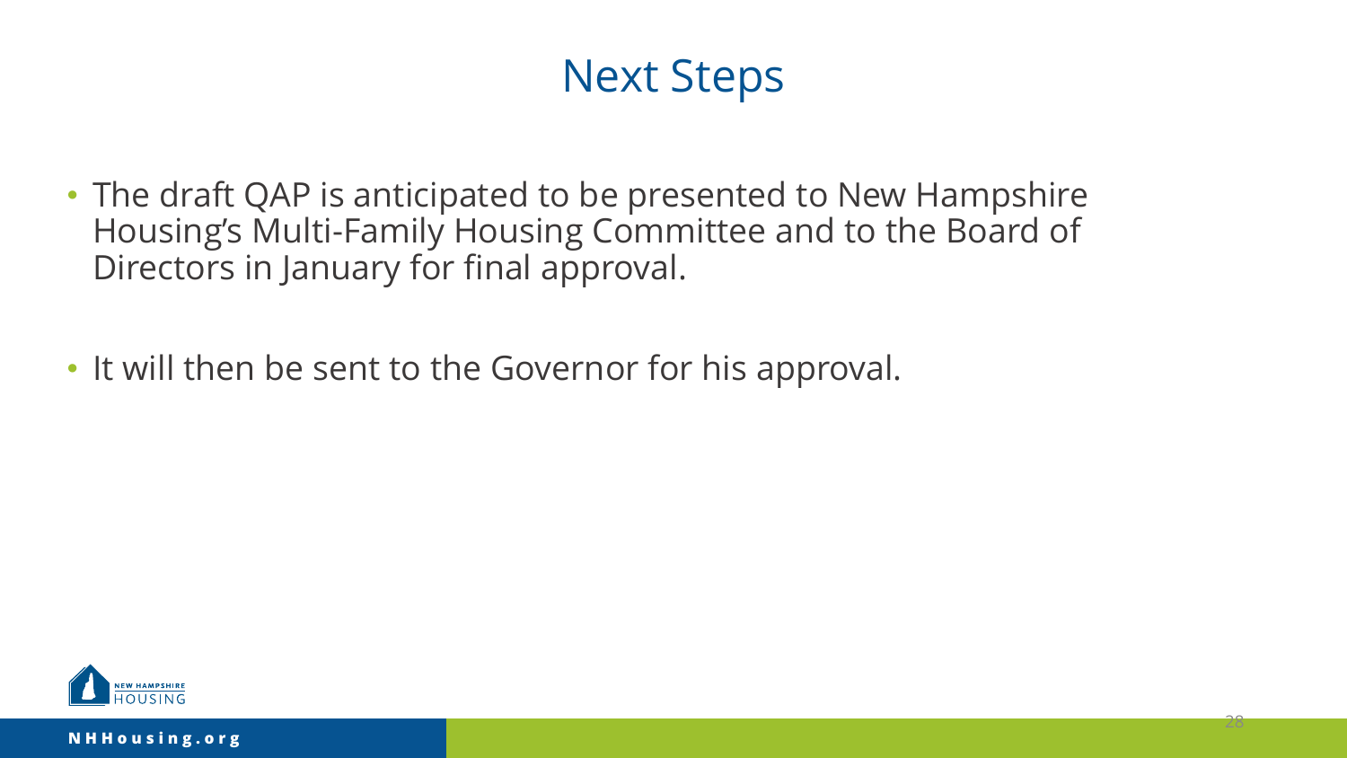# Next Steps

- The draft QAP is anticipated to be presented to New Hampshire Housing's Multi-Family Housing Committee and to the Board of Directors in January for final approval.
- It will then be sent to the Governor for his approval.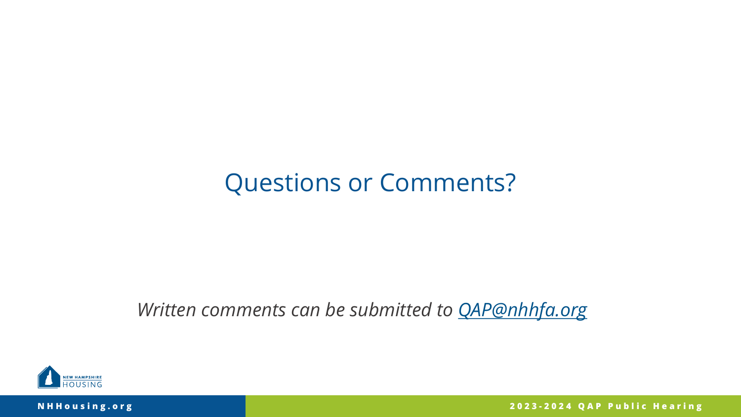# Questions or Comments?

*Written comments can be submitted to [QAP@nhhfa.org](mailto:QAP@nhhfa.org)*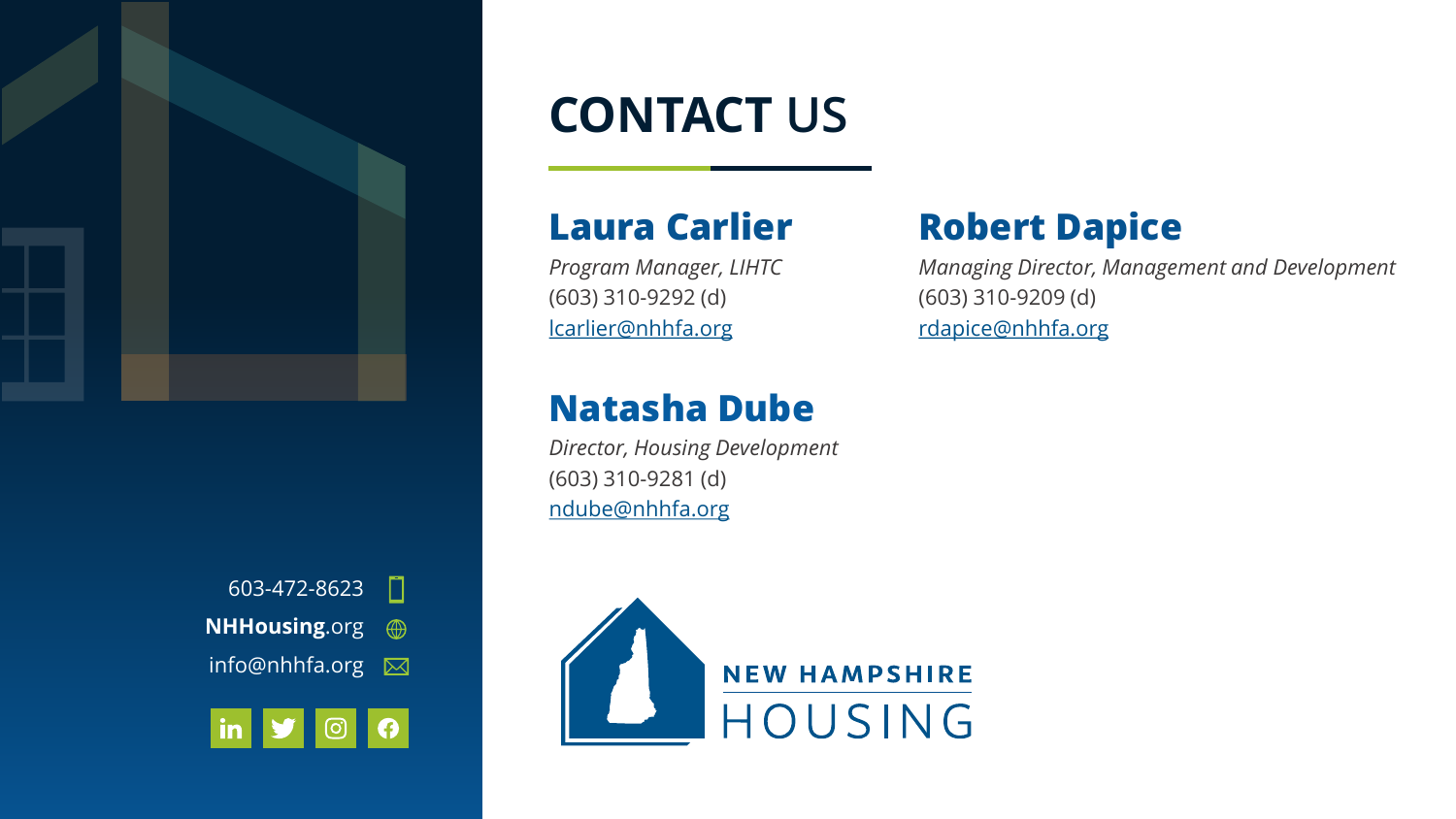# CONTACT US

## Laura Carlier

*Program Manager, LIHTC*
(603) 310-9292 (d)
lcarlier@nhhfa.org

## Robert Dapice

*Managing Director, Management and Development*
(603) 310-9209 (d)
rdapice@nhhfa.org

## Natasha Dube

*Director, Housing Development*
(603) 310-9281 (d)
ndube@nhhfa.org

603-472-8623
**NHHousing**.org
info@nhhfa.org

NEW HAMPSHIRE HOUSING